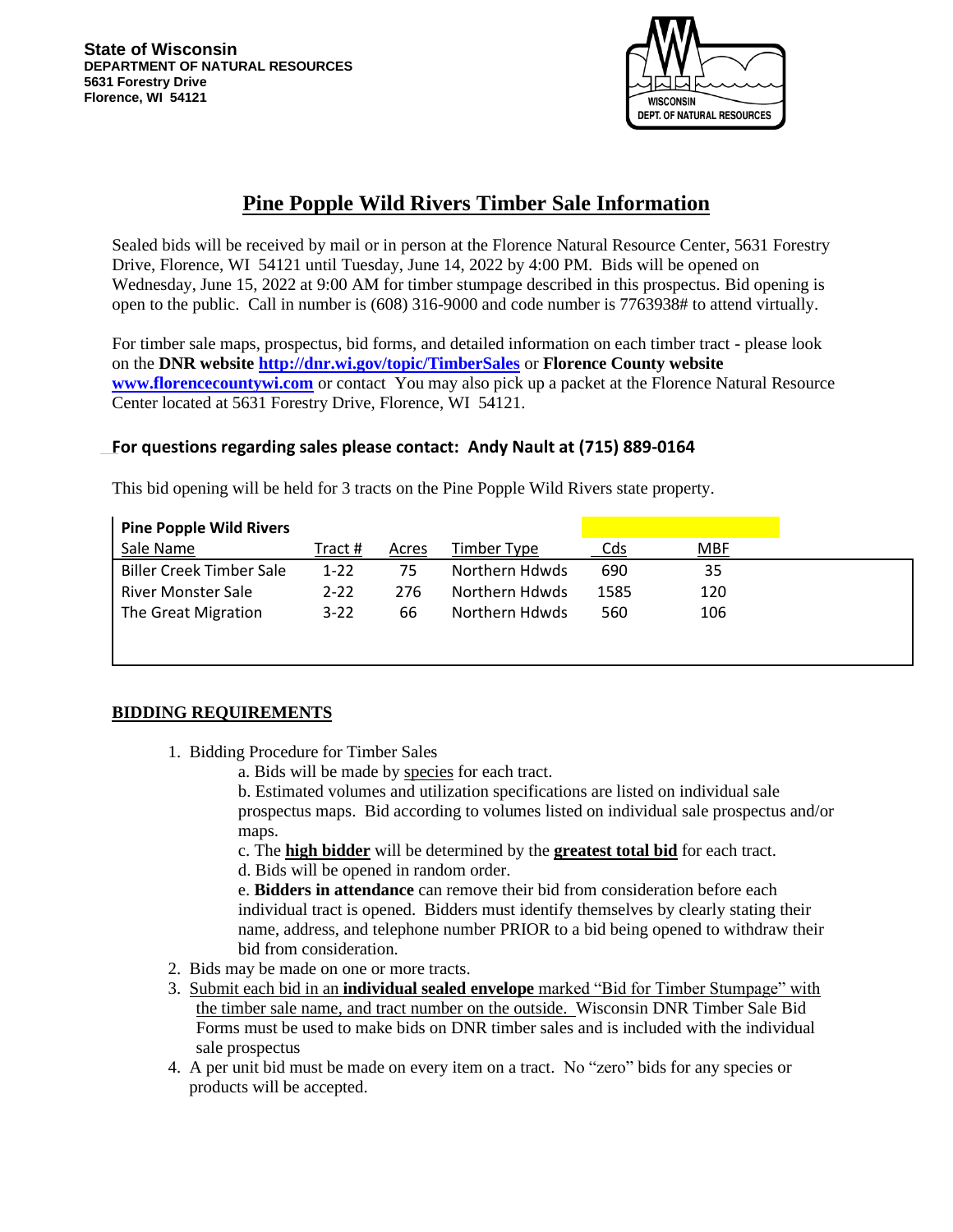**State of Wisconsin**
**DEPARTMENT OF NATURAL RESOURCES**
**5631 Forestry Drive**
**Florence, WI 54121**

WISCONSIN
DEPT. OF NATURAL RESOURCES

# Pine Popple Wild Rivers Timber Sale Information

Sealed bids will be received by mail or in person at the Florence Natural Resource Center, 5631 Forestry Drive, Florence, WI 54121 until Tuesday, June 14, 2022 by 4:00 PM. Bids will be opened on Wednesday, June 15, 2022 at 9:00 AM for timber stumpage described in this prospectus. Bid opening is open to the public. Call in number is (608) 316-9000 and code number is 7763938# to attend virtually.

For timber sale maps, prospectus, bid forms, and detailed information on each timber tract - please look on the **DNR website [http://dnr.wi.gov/topic/TimberSales](http://dnr.wi.gov/topic/TimberSales)** or **Florence County website [www.florencecountywi.com](www.florencecountywi.com)** or contact You may also pick up a packet at the Florence Natural Resource Center located at 5631 Forestry Drive, Florence, WI 54121.

**For questions regarding sales please contact: Andy Nault at (715) 889-0164**

This bid opening will be held for 3 tracts on the Pine Popple Wild Rivers state property.

| **Pine Popple Wild Rivers** | | | | | |
|---|---|---|---|---|---|
| Sale Name | Tract # | Acres | Timber Type | Cds | MBF |
| Biller Creek Timber Sale | 1-22 | 75 | Northern Hdwds | 690 | 35 |
| River Monster Sale | 2-22 | 276 | Northern Hdwds | 1585 | 120 |
| The Great Migration | 3-22 | 66 | Northern Hdwds | 560 | 106 |

## BIDDING REQUIREMENTS

1. Bidding Procedure for Timber Sales
   a. Bids will be made by species for each tract.
   b. Estimated volumes and utilization specifications are listed on individual sale prospectus maps. Bid according to volumes listed on individual sale prospectus and/or maps.
   c. The **high bidder** will be determined by the **greatest total bid** for each tract.
   d. Bids will be opened in random order.
   e. **Bidders in attendance** can remove their bid from consideration before each individual tract is opened. Bidders must identify themselves by clearly stating their name, address, and telephone number PRIOR to a bid being opened to withdraw their bid from consideration.
2. Bids may be made on one or more tracts.
3. Submit each bid in an **individual sealed envelope** marked "Bid for Timber Stumpage" with the timber sale name, and tract number on the outside. Wisconsin DNR Timber Sale Bid Forms must be used to make bids on DNR timber sales and is included with the individual sale prospectus
4. A per unit bid must be made on every item on a tract. No "zero" bids for any species or products will be accepted.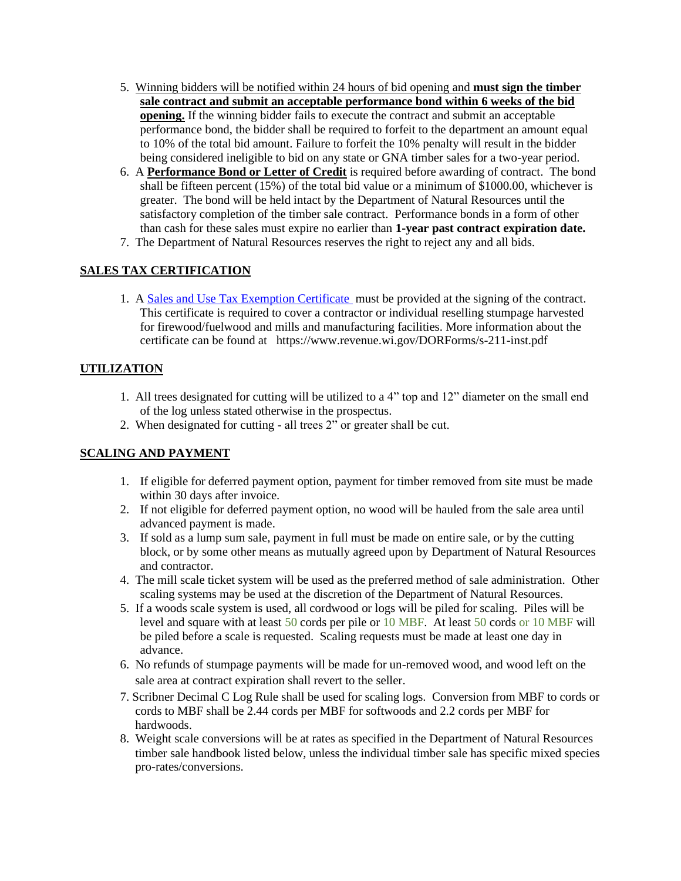5. <u>Winning bidders will be notified within 24 hours of bid opening and</u> **<u>must sign the timber sale contract and submit an acceptable performance bond within 6 weeks of the bid opening.</u>** If the winning bidder fails to execute the contract and submit an acceptable performance bond, the bidder shall be required to forfeit to the department an amount equal to 10% of the total bid amount. Failure to forfeit the 10% penalty will result in the bidder being considered ineligible to bid on any state or GNA timber sales for a two-year period.
6. A **<u>Performance Bond or Letter of Credit</u>** is required before awarding of contract. The bond shall be fifteen percent (15%) of the total bid value or a minimum of $1000.00, whichever is greater. The bond will be held intact by the Department of Natural Resources until the satisfactory completion of the timber sale contract. Performance bonds in a form of other than cash for these sales must expire no earlier than **1-year past contract expiration date.**
7. The Department of Natural Resources reserves the right to reject any and all bids.

**<u>SALES TAX CERTIFICATION</u>**

1. A Sales and Use Tax Exemption Certificate must be provided at the signing of the contract. This certificate is required to cover a contractor or individual reselling stumpage harvested for firewood/fuelwood and mills and manufacturing facilities. More information about the certificate can be found at https://www.revenue.wi.gov/DORForms/s-211-inst.pdf

**<u>UTILIZATION</u>**

1. All trees designated for cutting will be utilized to a 4" top and 12" diameter on the small end of the log unless stated otherwise in the prospectus.
2. When designated for cutting - all trees 2" or greater shall be cut.

**<u>SCALING AND PAYMENT</u>**

1. If eligible for deferred payment option, payment for timber removed from site must be made within 30 days after invoice.
2. If not eligible for deferred payment option, no wood will be hauled from the sale area until advanced payment is made.
3. If sold as a lump sum sale, payment in full must be made on entire sale, or by the cutting block, or by some other means as mutually agreed upon by Department of Natural Resources and contractor.
4. The mill scale ticket system will be used as the preferred method of sale administration. Other scaling systems may be used at the discretion of the Department of Natural Resources.
5. If a woods scale system is used, all cordwood or logs will be piled for scaling. Piles will be level and square with at least 50 cords per pile or 10 MBF. At least 50 cords or 10 MBF will be piled before a scale is requested. Scaling requests must be made at least one day in advance.
6. No refunds of stumpage payments will be made for un-removed wood, and wood left on the sale area at contract expiration shall revert to the seller.
7. Scribner Decimal C Log Rule shall be used for scaling logs. Conversion from MBF to cords or cords to MBF shall be 2.44 cords per MBF for softwoods and 2.2 cords per MBF for hardwoods.
8. Weight scale conversions will be at rates as specified in the Department of Natural Resources timber sale handbook listed below, unless the individual timber sale has specific mixed species pro-rates/conversions.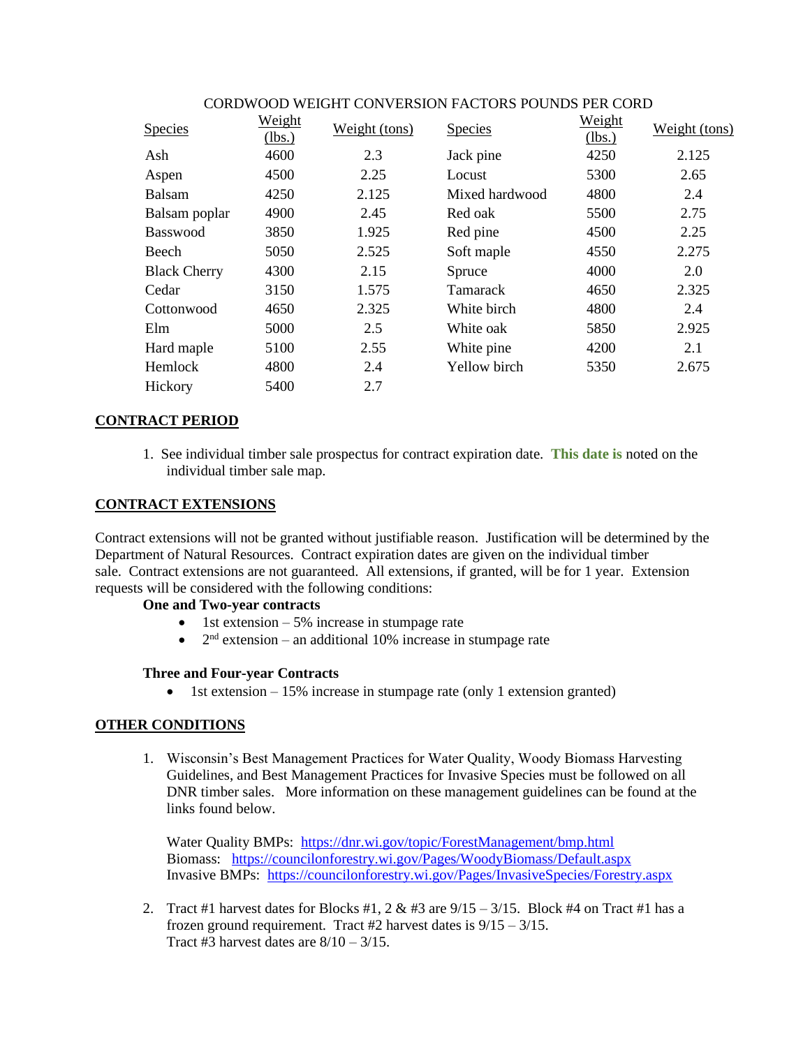CORDWOOD WEIGHT CONVERSION FACTORS POUNDS PER CORD

| Species | Weight (lbs.) | Weight (tons) | Species | Weight (lbs.) | Weight (tons) |
|---|---|---|---|---|---|
| Ash | 4600 | 2.3 | Jack pine | 4250 | 2.125 |
| Aspen | 4500 | 2.25 | Locust | 5300 | 2.65 |
| Balsam | 4250 | 2.125 | Mixed hardwood | 4800 | 2.4 |
| Balsam poplar | 4900 | 2.45 | Red oak | 5500 | 2.75 |
| Basswood | 3850 | 1.925 | Red pine | 4500 | 2.25 |
| Beech | 5050 | 2.525 | Soft maple | 4550 | 2.275 |
| Black Cherry | 4300 | 2.15 | Spruce | 4000 | 2.0 |
| Cedar | 3150 | 1.575 | Tamarack | 4650 | 2.325 |
| Cottonwood | 4650 | 2.325 | White birch | 4800 | 2.4 |
| Elm | 5000 | 2.5 | White oak | 5850 | 2.925 |
| Hard maple | 5100 | 2.55 | White pine | 4200 | 2.1 |
| Hemlock | 4800 | 2.4 | Yellow birch | 5350 | 2.675 |
| Hickory | 5400 | 2.7 | | | |

## CONTRACT PERIOD

1. See individual timber sale prospectus for contract expiration date. **This date is** noted on the individual timber sale map.

## CONTRACT EXTENSIONS

Contract extensions will not be granted without justifiable reason. Justification will be determined by the Department of Natural Resources. Contract expiration dates are given on the individual timber sale. Contract extensions are not guaranteed. All extensions, if granted, will be for 1 year. Extension requests will be considered with the following conditions:

**One and Two-year contracts**

- 1st extension – 5% increase in stumpage rate
- 2nd extension – an additional 10% increase in stumpage rate

**Three and Four-year Contracts**

- 1st extension – 15% increase in stumpage rate (only 1 extension granted)

## OTHER CONDITIONS

1. Wisconsin's Best Management Practices for Water Quality, Woody Biomass Harvesting Guidelines, and Best Management Practices for Invasive Species must be followed on all DNR timber sales. More information on these management guidelines can be found at the links found below.

   Water Quality BMPs: https://dnr.wi.gov/topic/ForestManagement/bmp.html
   Biomass: https://councilonforestry.wi.gov/Pages/WoodyBiomass/Default.aspx
   Invasive BMPs: https://councilonforestry.wi.gov/Pages/InvasiveSpecies/Forestry.aspx

2. Tract #1 harvest dates for Blocks #1, 2 & #3 are 9/15 – 3/15. Block #4 on Tract #1 has a frozen ground requirement. Tract #2 harvest dates is 9/15 – 3/15.
   Tract #3 harvest dates are 8/10 – 3/15.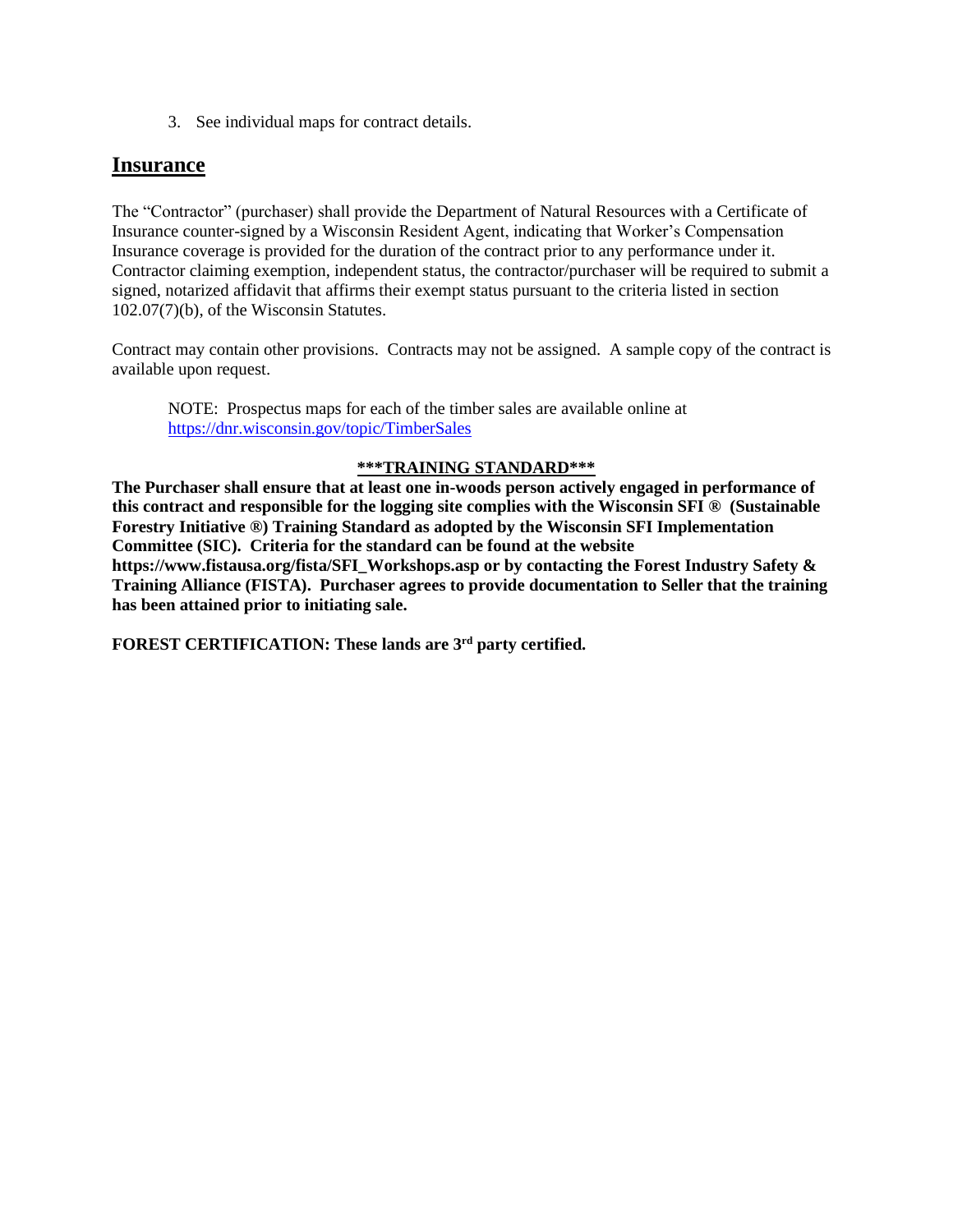3. See individual maps for contract details.

## Insurance

The "Contractor" (purchaser) shall provide the Department of Natural Resources with a Certificate of Insurance counter-signed by a Wisconsin Resident Agent, indicating that Worker's Compensation Insurance coverage is provided for the duration of the contract prior to any performance under it. Contractor claiming exemption, independent status, the contractor/purchaser will be required to submit a signed, notarized affidavit that affirms their exempt status pursuant to the criteria listed in section 102.07(7)(b), of the Wisconsin Statutes.

Contract may contain other provisions. Contracts may not be assigned. A sample copy of the contract is available upon request.

NOTE: Prospectus maps for each of the timber sales are available online at https://dnr.wisconsin.gov/topic/TimberSales

**\*\*\*TRAINING STANDARD\*\*\***

**The Purchaser shall ensure that at least one in-woods person actively engaged in performance of this contract and responsible for the logging site complies with the Wisconsin SFI ® (Sustainable Forestry Initiative ®) Training Standard as adopted by the Wisconsin SFI Implementation Committee (SIC). Criteria for the standard can be found at the website https://www.fistausa.org/fista/SFI_Workshops.asp or by contacting the Forest Industry Safety & Training Alliance (FISTA). Purchaser agrees to provide documentation to Seller that the training has been attained prior to initiating sale.**

**FOREST CERTIFICATION: These lands are 3rd party certified.**